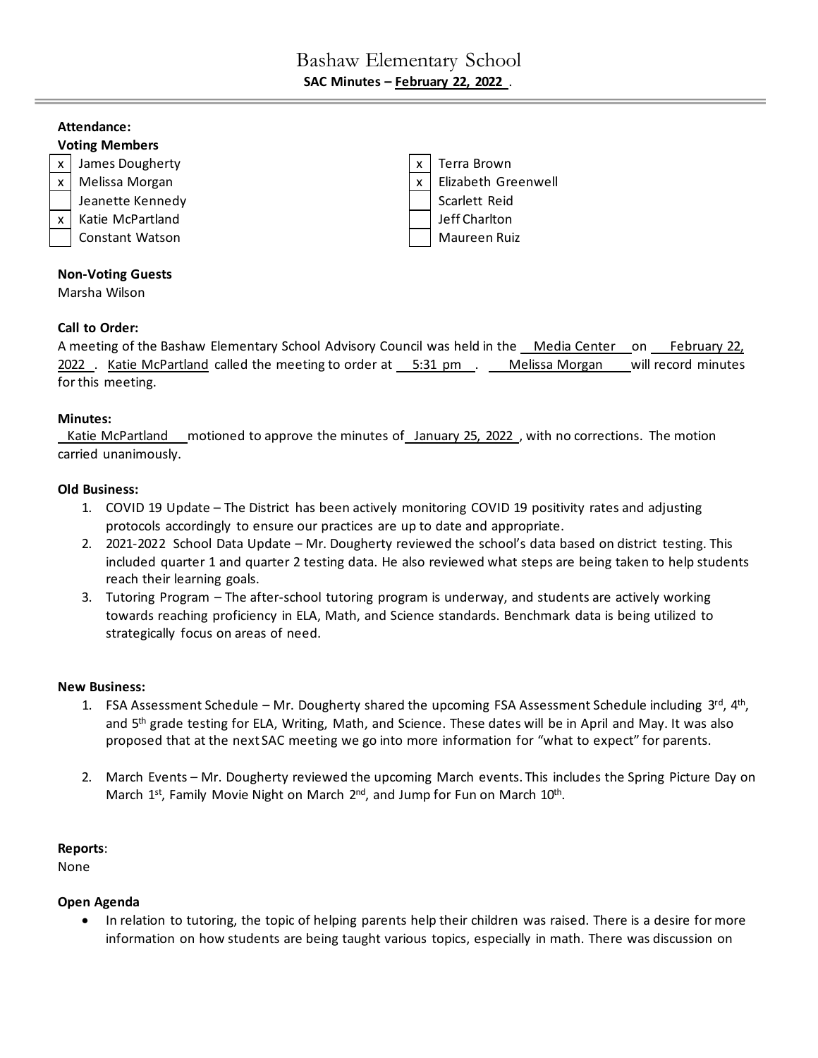# Bashaw Elementary School

**SAC Minutes – February 22, 2022 .**

**Attendance:**

**Voting Members**

| | | | |
|---|---|---|---|
| x | James Dougherty | x | Terra Brown |
| x | Melissa Morgan | x | Elizabeth Greenwell |
| | Jeanette Kennedy | | Scarlett Reid |
| x | Katie McPartland | | Jeff Charlton |
| | Constant Watson | | Maureen Ruiz |

**Non-Voting Guests**

Marsha Wilson

**Call to Order:**

A meeting of the Bashaw Elementary School Advisory Council was held in the Media Center on February 22, 2022. Katie McPartland called the meeting to order at 5:31 pm. Melissa Morgan will record minutes for this meeting.

**Minutes:**

Katie McPartland motioned to approve the minutes of January 25, 2022, with no corrections. The motion carried unanimously.

**Old Business:**

1. COVID 19 Update – The District has been actively monitoring COVID 19 positivity rates and adjusting protocols accordingly to ensure our practices are up to date and appropriate.
2. 2021-2022 School Data Update – Mr. Dougherty reviewed the school's data based on district testing. This included quarter 1 and quarter 2 testing data. He also reviewed what steps are being taken to help students reach their learning goals.
3. Tutoring Program – The after-school tutoring program is underway, and students are actively working towards reaching proficiency in ELA, Math, and Science standards. Benchmark data is being utilized to strategically focus on areas of need.

**New Business:**

1. FSA Assessment Schedule – Mr. Dougherty shared the upcoming FSA Assessment Schedule including 3rd, 4th, and 5th grade testing for ELA, Writing, Math, and Science. These dates will be in April and May. It was also proposed that at the next SAC meeting we go into more information for "what to expect" for parents.

2. March Events – Mr. Dougherty reviewed the upcoming March events. This includes the Spring Picture Day on March 1st, Family Movie Night on March 2nd, and Jump for Fun on March 10th.

**Reports**:

None

**Open Agenda**

- In relation to tutoring, the topic of helping parents help their children was raised. There is a desire for more information on how students are being taught various topics, especially in math. There was discussion on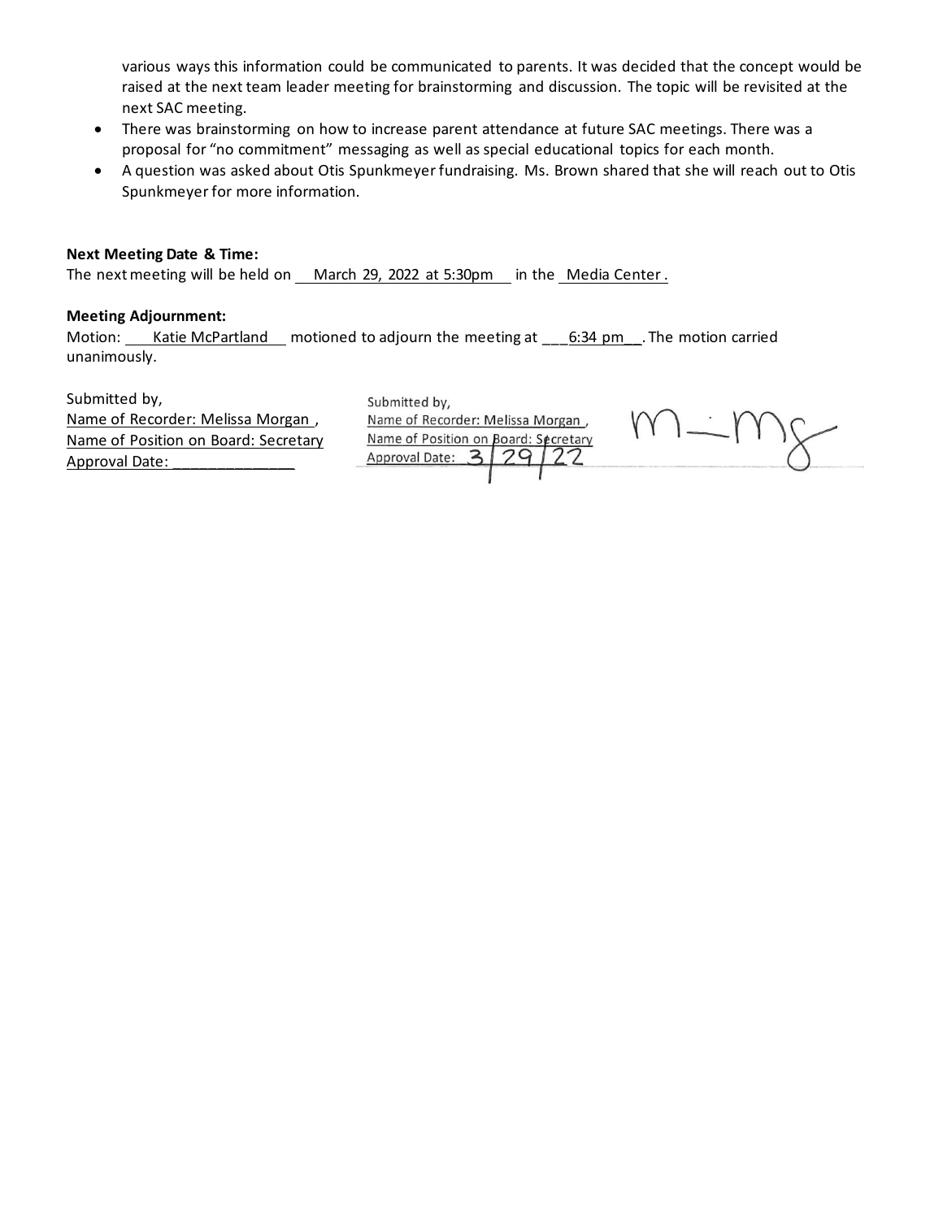various ways this information could be communicated to parents. It was decided that the concept would be raised at the next team leader meeting for brainstorming and discussion. The topic will be revisited at the next SAC meeting.

- There was brainstorming on how to increase parent attendance at future SAC meetings. There was a proposal for "no commitment" messaging as well as special educational topics for each month.
- A question was asked about Otis Spunkmeyer fundraising. Ms. Brown shared that she will reach out to Otis Spunkmeyer for more information.

**Next Meeting Date & Time:**
The next meeting will be held on March 29, 2022 at 5:30pm in the Media Center.

**Meeting Adjournment:**
Motion: Katie McPartland motioned to adjourn the meeting at 6:34 pm. The motion carried unanimously.

Submitted by,
Name of Recorder: Melissa Morgan,
Name of Position on Board: Secretary
Approval Date: _______________

Submitted by,
Name of Recorder: Melissa Morgan,
Name of Position on Board: Secretary
Approval Date: 3/29/22